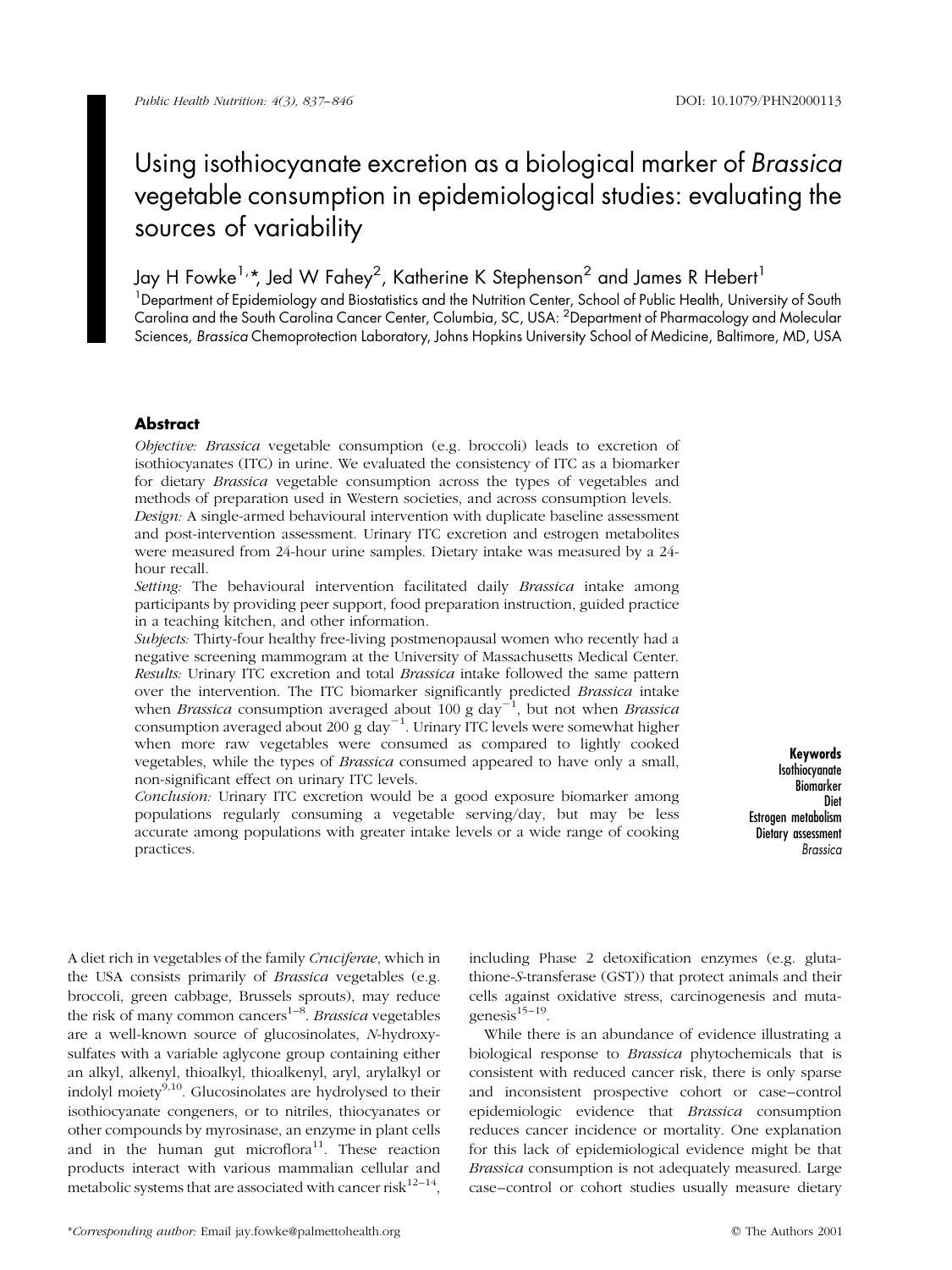# Using isothiocyanate excretion as a biological marker of *Brassica* vegetable consumption in epidemiological studies: evaluating the sources of variability

Jay H Fowke[1,*], Jed W Fahey[2], Katherine K Stephenson[2] and James R Hebert[1]

[1]Department of Epidemiology and Biostatistics and the Nutrition Center, School of Public Health, University of South Carolina and the South Carolina Cancer Center, Columbia, SC, USA: [2]Department of Pharmacology and Molecular Sciences, *Brassica* Chemoprotection Laboratory, Johns Hopkins University School of Medicine, Baltimore, MD, USA

## Abstract

*Objective:* *Brassica* vegetable consumption (e.g. broccoli) leads to excretion of isothiocyanates (ITC) in urine. We evaluated the consistency of ITC as a biomarker for dietary *Brassica* vegetable consumption across the types of vegetables and methods of preparation used in Western societies, and across consumption levels.

*Design:* A single-armed behavioural intervention with duplicate baseline assessment and post-intervention assessment. Urinary ITC excretion and estrogen metabolites were measured from 24-hour urine samples. Dietary intake was measured by a 24-hour recall.

*Setting:* The behavioural intervention facilitated daily *Brassica* intake among participants by providing peer support, food preparation instruction, guided practice in a teaching kitchen, and other information.

*Subjects:* Thirty-four healthy free-living postmenopausal women who recently had a negative screening mammogram at the University of Massachusetts Medical Center.

*Results:* Urinary ITC excretion and total *Brassica* intake followed the same pattern over the intervention. The ITC biomarker significantly predicted *Brassica* intake when *Brassica* consumption averaged about 100 g $day^{-1}$, but not when *Brassica* consumption averaged about 200 g $day^{-1}$. Urinary ITC levels were somewhat higher when more raw vegetables were consumed as compared to lightly cooked vegetables, while the types of *Brassica* consumed appeared to have only a small, non-significant effect on urinary ITC levels.

*Conclusion:* Urinary ITC excretion would be a good exposure biomarker among populations regularly consuming a vegetable serving/day, but may be less accurate among populations with greater intake levels or a wide range of cooking practices.

**Keywords**
Isothiocyanate
Biomarker
Diet
Estrogen metabolism
Dietary assessment
*Brassica*

A diet rich in vegetables of the family *Cruciferae*, which in the USA consists primarily of *Brassica* vegetables (e.g. broccoli, green cabbage, Brussels sprouts), may reduce the risk of many common cancers[1–8]. *Brassica* vegetables are a well-known source of glucosinolates, *N*-hydroxysulfates with a variable aglycone group containing either an alkyl, alkenyl, thioalkyl, thioalkenyl, aryl, arylalkyl or indolyl moiety[9,10]. Glucosinolates are hydrolysed to their isothiocyanate congeners, or to nitriles, thiocyanates or other compounds by myrosinase, an enzyme in plant cells and in the human gut microflora[11]. These reaction products interact with various mammalian cellular and metabolic systems that are associated with cancer risk[12–14], including Phase 2 detoxification enzymes (e.g. glutathione-*S*-transferase (GST)) that protect animals and their cells against oxidative stress, carcinogenesis and mutagenesis[15–19].

While there is an abundance of evidence illustrating a biological response to *Brassica* phytochemicals that is consistent with reduced cancer risk, there is only sparse and inconsistent prospective cohort or case–control epidemiologic evidence that *Brassica* consumption reduces cancer incidence or mortality. One explanation for this lack of epidemiological evidence might be that *Brassica* consumption is not adequately measured. Large case–control or cohort studies usually measure dietary

*Corresponding author: Email jay.fowke@palmettohealth.org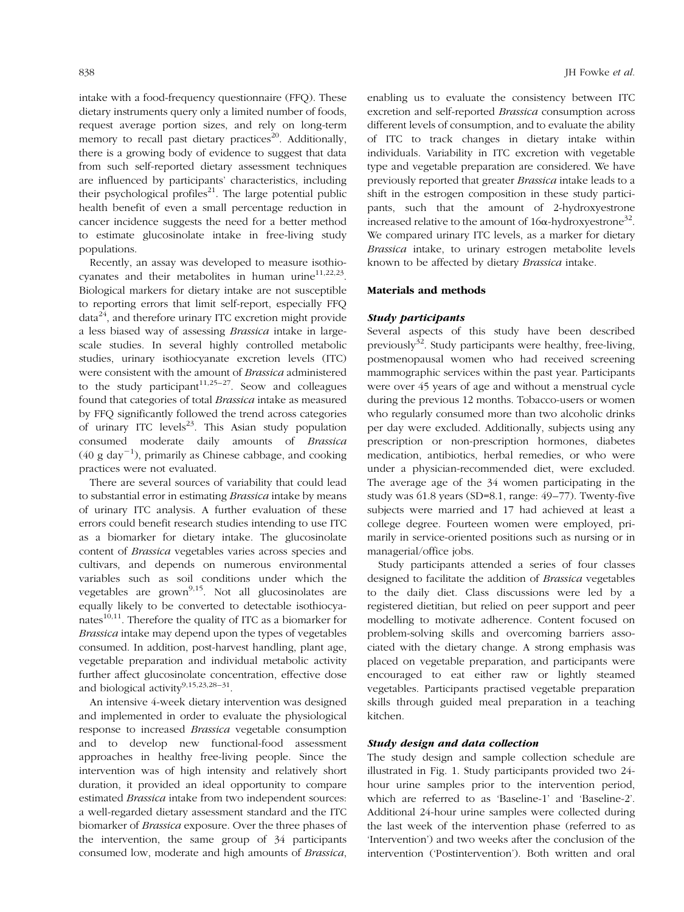intake with a food-frequency questionnaire (FFQ). These dietary instruments query only a limited number of foods, request average portion sizes, and rely on long-term memory to recall past dietary practices[20]. Additionally, there is a growing body of evidence to suggest that data from such self-reported dietary assessment techniques are influenced by participants' characteristics, including their psychological profiles[21]. The large potential public health benefit of even a small percentage reduction in cancer incidence suggests the need for a better method to estimate glucosinolate intake in free-living study populations.

Recently, an assay was developed to measure isothiocyanates and their metabolites in human urine[11,22,23]. Biological markers for dietary intake are not susceptible to reporting errors that limit self-report, especially FFQ data[24], and therefore urinary ITC excretion might provide a less biased way of assessing *Brassica* intake in large-scale studies. In several highly controlled metabolic studies, urinary isothiocyanate excretion levels (ITC) were consistent with the amount of *Brassica* administered to the study participant[11,25–27]. Seow and colleagues found that categories of total *Brassica* intake as measured by FFQ significantly followed the trend across categories of urinary ITC levels[23]. This Asian study population consumed moderate daily amounts of *Brassica* (40 g day$^{-1}$), primarily as Chinese cabbage, and cooking practices were not evaluated.

There are several sources of variability that could lead to substantial error in estimating *Brassica* intake by means of urinary ITC analysis. A further evaluation of these errors could benefit research studies intending to use ITC as a biomarker for dietary intake. The glucosinolate content of *Brassica* vegetables varies across species and cultivars, and depends on numerous environmental variables such as soil conditions under which the vegetables are grown[9,15]. Not all glucosinolates are equally likely to be converted to detectable isothiocyanates[10,11]. Therefore the quality of ITC as a biomarker for *Brassica* intake may depend upon the types of vegetables consumed. In addition, post-harvest handling, plant age, vegetable preparation and individual metabolic activity further affect glucosinolate concentration, effective dose and biological activity[9,15,23,28–31].

An intensive 4-week dietary intervention was designed and implemented in order to evaluate the physiological response to increased *Brassica* vegetable consumption and to develop new functional-food assessment approaches in healthy free-living people. Since the intervention was of high intensity and relatively short duration, it provided an ideal opportunity to compare estimated *Brassica* intake from two independent sources: a well-regarded dietary assessment standard and the ITC biomarker of *Brassica* exposure. Over the three phases of the intervention, the same group of 34 participants consumed low, moderate and high amounts of *Brassica*, enabling us to evaluate the consistency between ITC excretion and self-reported *Brassica* consumption across different levels of consumption, and to evaluate the ability of ITC to track changes in dietary intake within individuals. Variability in ITC excretion with vegetable type and vegetable preparation are considered. We have previously reported that greater *Brassica* intake leads to a shift in the estrogen composition in these study participants, such that the amount of 2-hydroxyestrone increased relative to the amount of 16α-hydroxyestrone[32]. We compared urinary ITC levels, as a marker for dietary *Brassica* intake, to urinary estrogen metabolite levels known to be affected by dietary *Brassica* intake.

## Materials and methods

### Study participants

Several aspects of this study have been described previously[32]. Study participants were healthy, free-living, postmenopausal women who had received screening mammographic services within the past year. Participants were over 45 years of age and without a menstrual cycle during the previous 12 months. Tobacco-users or women who regularly consumed more than two alcoholic drinks per day were excluded. Additionally, subjects using any prescription or non-prescription hormones, diabetes medication, antibiotics, herbal remedies, or who were under a physician-recommended diet, were excluded. The average age of the 34 women participating in the study was 61.8 years (SD=8.1, range: 49–77). Twenty-five subjects were married and 17 had achieved at least a college degree. Fourteen women were employed, primarily in service-oriented positions such as nursing or in managerial/office jobs.

Study participants attended a series of four classes designed to facilitate the addition of *Brassica* vegetables to the daily diet. Class discussions were led by a registered dietitian, but relied on peer support and peer modelling to motivate adherence. Content focused on problem-solving skills and overcoming barriers associated with the dietary change. A strong emphasis was placed on vegetable preparation, and participants were encouraged to eat either raw or lightly steamed vegetables. Participants practised vegetable preparation skills through guided meal preparation in a teaching kitchen.

### Study design and data collection

The study design and sample collection schedule are illustrated in Fig. 1. Study participants provided two 24-hour urine samples prior to the intervention period, which are referred to as 'Baseline-1' and 'Baseline-2'. Additional 24-hour urine samples were collected during the last week of the intervention phase (referred to as 'Intervention') and two weeks after the conclusion of the intervention ('Postintervention'). Both written and oral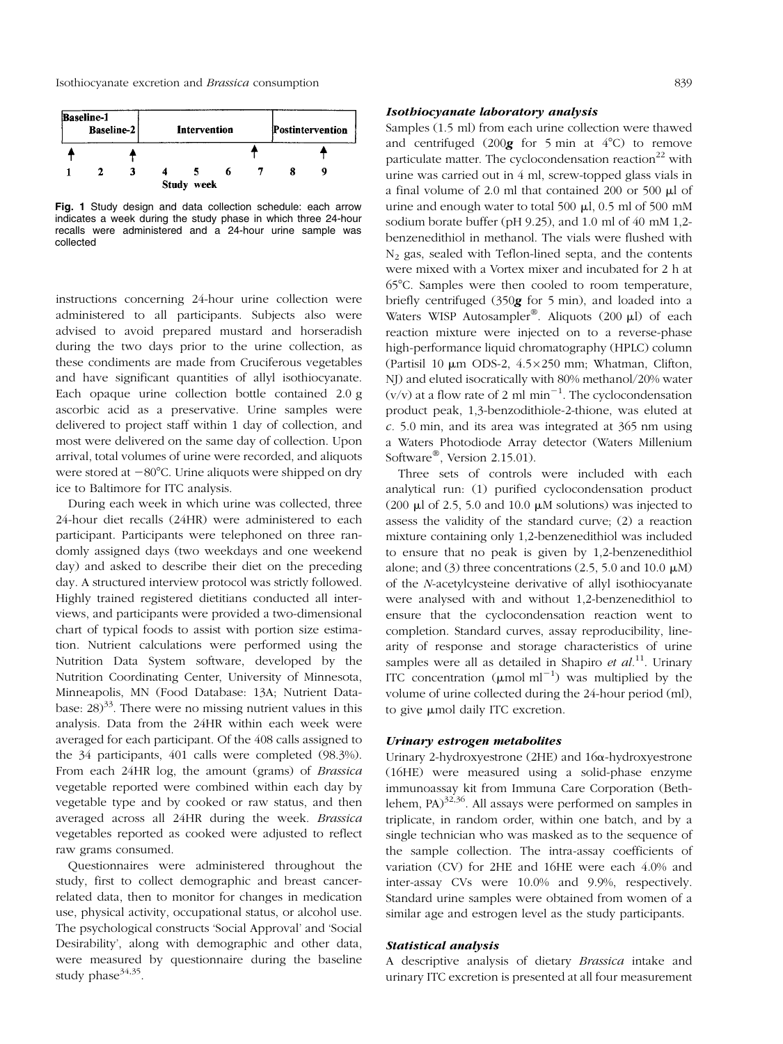| Baseline-1 | | | | Intervention | | | Postintervention | |
|---|---|---|---|---|---|---|---|---|
| | Baseline-2 | | | | | | | |
| ↑ | | ↑ | | | | ↑ | | ↑ |
| 1 | 2 | 3 | 4 | 5 | 6 | 7 | 8 | 9 |

Study week

**Fig. 1** Study design and data collection schedule: each arrow indicates a week during the study phase in which three 24-hour recalls were administered and a 24-hour urine sample was collected

instructions concerning 24-hour urine collection were administered to all participants. Subjects also were advised to avoid prepared mustard and horseradish during the two days prior to the urine collection, as these condiments are made from Cruciferous vegetables and have significant quantities of allyl isothiocyanate. Each opaque urine collection bottle contained 2.0 g ascorbic acid as a preservative. Urine samples were delivered to project staff within 1 day of collection, and most were delivered on the same day of collection. Upon arrival, total volumes of urine were recorded, and aliquots were stored at −80°C. Urine aliquots were shipped on dry ice to Baltimore for ITC analysis.

During each week in which urine was collected, three 24-hour diet recalls (24HR) were administered to each participant. Participants were telephoned on three randomly assigned days (two weekdays and one weekend day) and asked to describe their diet on the preceding day. A structured interview protocol was strictly followed. Highly trained registered dietitians conducted all interviews, and participants were provided a two-dimensional chart of typical foods to assist with portion size estimation. Nutrient calculations were performed using the Nutrition Data System software, developed by the Nutrition Coordinating Center, University of Minnesota, Minneapolis, MN (Food Database: 13A; Nutrient Database: 28)[33]. There were no missing nutrient values in this analysis. Data from the 24HR within each week were averaged for each participant. Of the 408 calls assigned to the 34 participants, 401 calls were completed (98.3%). From each 24HR log, the amount (grams) of *Brassica* vegetable reported were combined within each day by vegetable type and by cooked or raw status, and then averaged across all 24HR during the week. *Brassica* vegetables reported as cooked were adjusted to reflect raw grams consumed.

Questionnaires were administered throughout the study, first to collect demographic and breast cancer-related data, then to monitor for changes in medication use, physical activity, occupational status, or alcohol use. The psychological constructs 'Social Approval' and 'Social Desirability', along with demographic and other data, were measured by questionnaire during the baseline study phase[34,35].

### *Isothiocyanate laboratory analysis*

Samples (1.5 ml) from each urine collection were thawed and centrifuged (200***g*** for 5 min at 4°C) to remove particulate matter. The cyclocondensation reaction[22] with urine was carried out in 4 ml, screw-topped glass vials in a final volume of 2.0 ml that contained 200 or 500 μl of urine and enough water to total 500 μl, 0.5 ml of 500 mM sodium borate buffer (pH 9.25), and 1.0 ml of 40 mM 1,2-benzenedithiol in methanol. The vials were flushed with $N_2$ gas, sealed with Teflon-lined septa, and the contents were mixed with a Vortex mixer and incubated for 2 h at 65°C. Samples were then cooled to room temperature, briefly centrifuged (350***g*** for 5 min), and loaded into a Waters WISP Autosampler®. Aliquots (200 μl) of each reaction mixture were injected on to a reverse-phase high-performance liquid chromatography (HPLC) column (Partisil 10 μm ODS-2, 4.5×250 mm; Whatman, Clifton, NJ) and eluted isocratically with 80% methanol/20% water (v/v) at a flow rate of 2 ml $\text{min}^{-1}$. The cyclocondensation product peak, 1,3-benzodithiole-2-thione, was eluted at *c.* 5.0 min, and its area was integrated at 365 nm using a Waters Photodiode Array detector (Waters Millenium Software®, Version 2.15.01).

Three sets of controls were included with each analytical run: (1) purified cyclocondensation product (200 μl of 2.5, 5.0 and 10.0 μM solutions) was injected to assess the validity of the standard curve; (2) a reaction mixture containing only 1,2-benzenedithiol was included to ensure that no peak is given by 1,2-benzenedithiol alone; and (3) three concentrations (2.5, 5.0 and 10.0 μM) of the *N*-acetylcysteine derivative of allyl isothiocyanate were analysed with and without 1,2-benzenedithiol to ensure that the cyclocondensation reaction went to completion. Standard curves, assay reproducibility, linearity of response and storage characteristics of urine samples were all as detailed in Shapiro *et al.*[11]. Urinary ITC concentration (μmol $\text{ml}^{-1}$) was multiplied by the volume of urine collected during the 24-hour period (ml), to give μmol daily ITC excretion.

### *Urinary estrogen metabolites*

Urinary 2-hydroxyestrone (2HE) and 16α-hydroxyestrone (16HE) were measured using a solid-phase enzyme immunoassay kit from Immuna Care Corporation (Bethlehem, PA)[32,36]. All assays were performed on samples in triplicate, in random order, within one batch, and by a single technician who was masked as to the sequence of the sample collection. The intra-assay coefficients of variation (CV) for 2HE and 16HE were each 4.0% and inter-assay CVs were 10.0% and 9.9%, respectively. Standard urine samples were obtained from women of a similar age and estrogen level as the study participants.

### *Statistical analysis*

A descriptive analysis of dietary *Brassica* intake and urinary ITC excretion is presented at all four measurement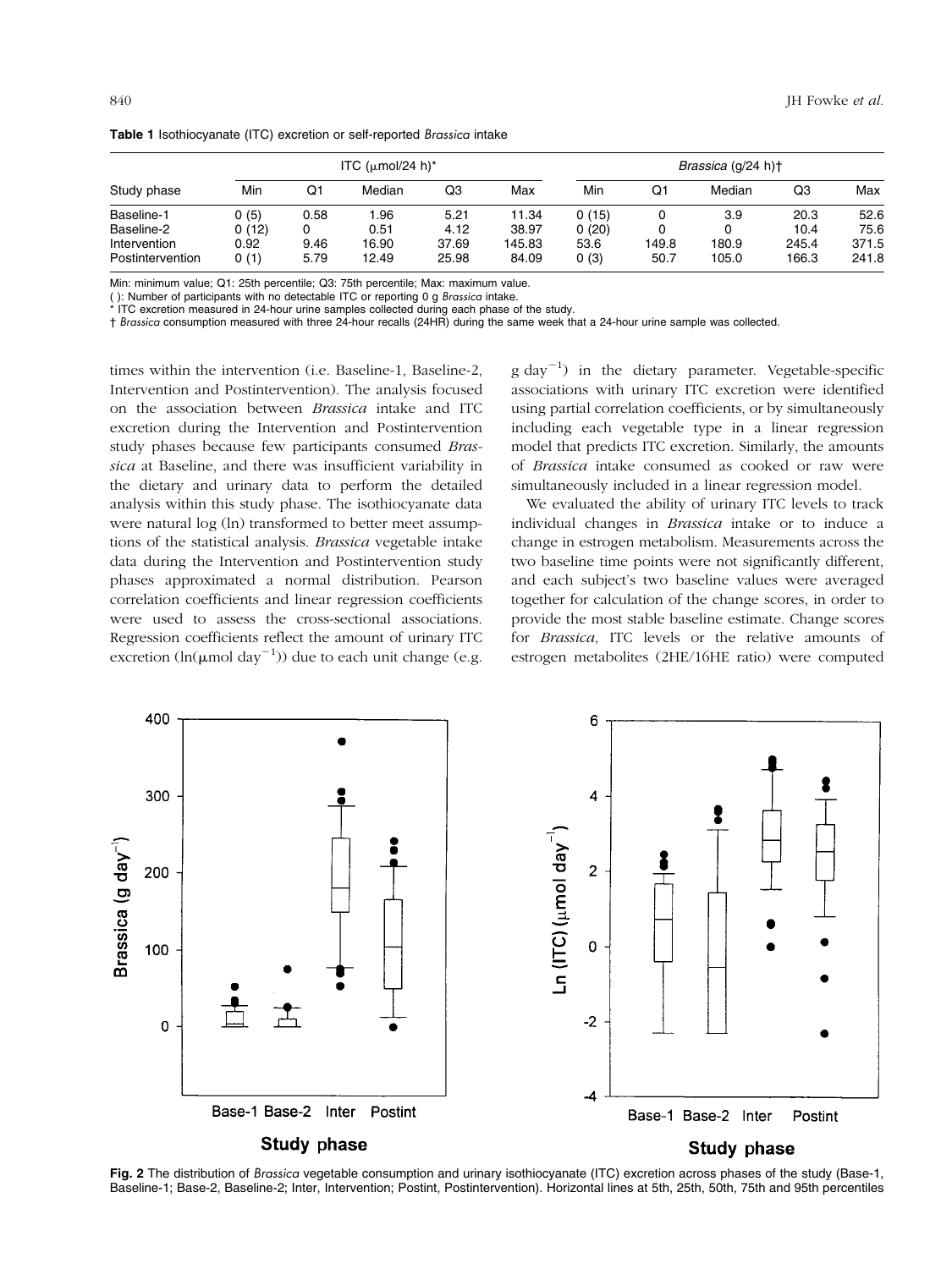**Table 1** Isothiocyanate (ITC) excretion or self-reported *Brassica* intake

| Study phase | ITC (μmol/24 h)* | | | | | *Brassica* (g/24 h)† | | | | |
|---|---|---|---|---|---|---|---|---|---|---|
| | Min | Q1 | Median | Q3 | Max | Min | Q1 | Median | Q3 | Max |
| Baseline-1 | 0 (5) | 0.58 | 1.96 | 5.21 | 11.34 | 0 (15) | 0 | 3.9 | 20.3 | 52.6 |
| Baseline-2 | 0 (12) | 0 | 0.51 | 4.12 | 38.97 | 0 (20) | 0 | 0 | 10.4 | 75.6 |
| Intervention | 0.92 | 9.46 | 16.90 | 37.69 | 145.83 | 53.6 | 149.8 | 180.9 | 245.4 | 371.5 |
| Postintervention | 0 (1) | 5.79 | 12.49 | 25.98 | 84.09 | 0 (3) | 50.7 | 105.0 | 166.3 | 241.8 |

Min: minimum value; Q1: 25th percentile; Q3: 75th percentile; Max: maximum value.
( ): Number of participants with no detectable ITC or reporting 0 g *Brassica* intake.
* ITC excretion measured in 24-hour urine samples collected during each phase of the study.
† *Brassica* consumption measured with three 24-hour recalls (24HR) during the same week that a 24-hour urine sample was collected.

times within the intervention (i.e. Baseline-1, Baseline-2, Intervention and Postintervention). The analysis focused on the association between *Brassica* intake and ITC excretion during the Intervention and Postintervention study phases because few participants consumed *Brassica* at Baseline, and there was insufficient variability in the dietary and urinary data to perform the detailed analysis within this study phase. The isothiocyanate data were natural log (ln) transformed to better meet assumptions of the statistical analysis. *Brassica* vegetable intake data during the Intervention and Postintervention study phases approximated a normal distribution. Pearson correlation coefficients and linear regression coefficients were used to assess the cross-sectional associations. Regression coefficients reflect the amount of urinary ITC excretion ($\ln(\mu\text{mol day}^{-1})$) due to each unit change (e.g. $\text{g day}^{-1}$) in the dietary parameter. Vegetable-specific associations with urinary ITC excretion were identified using partial correlation coefficients, or by simultaneously including each vegetable type in a linear regression model that predicts ITC excretion. Similarly, the amounts of *Brassica* intake consumed as cooked or raw were simultaneously included in a linear regression model.

We evaluated the ability of urinary ITC levels to track individual changes in *Brassica* intake or to induce a change in estrogen metabolism. Measurements across the two baseline time points were not significantly different, and each subject's two baseline values were averaged together for calculation of the change scores, in order to provide the most stable baseline estimate. Change scores for *Brassica*, ITC levels or the relative amounts of estrogen metabolites (2HE/16HE ratio) were computed

**Fig. 2** The distribution of *Brassica* vegetable consumption and urinary isothiocyanate (ITC) excretion across phases of the study (Base-1, Baseline-1; Base-2, Baseline-2; Inter, Intervention; Postint, Postintervention). Horizontal lines at 5th, 25th, 50th, 75th and 95th percentiles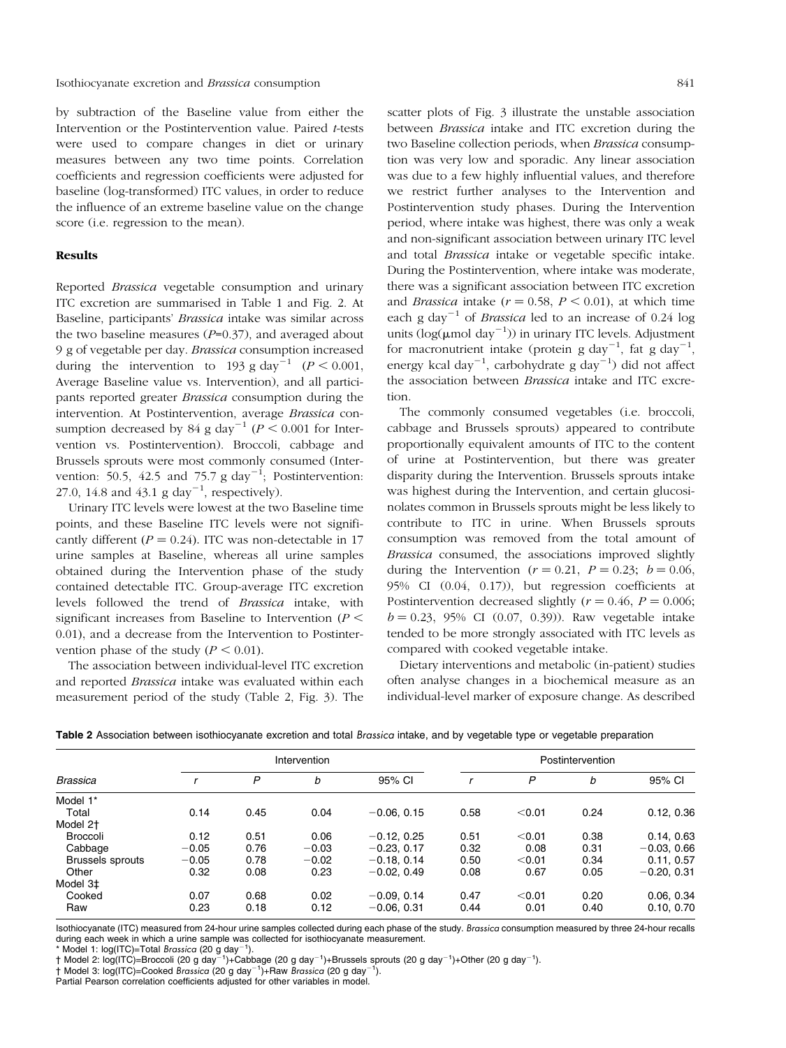by subtraction of the Baseline value from either the Intervention or the Postintervention value. Paired *t*-tests were used to compare changes in diet or urinary measures between any two time points. Correlation coefficients and regression coefficients were adjusted for baseline (log-transformed) ITC values, in order to reduce the influence of an extreme baseline value on the change score (i.e. regression to the mean).

## Results

Reported *Brassica* vegetable consumption and urinary ITC excretion are summarised in Table 1 and Fig. 2. At Baseline, participants' *Brassica* intake was similar across the two baseline measures ($P$=0.37), and averaged about 9 g of vegetable per day. *Brassica* consumption increased during the intervention to 193 g day$^{-1}$ ($P < 0.001$, Average Baseline value vs. Intervention), and all participants reported greater *Brassica* consumption during the intervention. At Postintervention, average *Brassica* consumption decreased by 84 g day$^{-1}$ ($P < 0.001$ for Intervention vs. Postintervention). Broccoli, cabbage and Brussels sprouts were most commonly consumed (Intervention: 50.5, 42.5 and 75.7 g day$^{-1}$; Postintervention: 27.0, 14.8 and 43.1 g day$^{-1}$, respectively).

Urinary ITC levels were lowest at the two Baseline time points, and these Baseline ITC levels were not significantly different ($P = 0.24$). ITC was non-detectable in 17 urine samples at Baseline, whereas all urine samples obtained during the Intervention phase of the study contained detectable ITC. Group-average ITC excretion levels followed the trend of *Brassica* intake, with significant increases from Baseline to Intervention ($P <$ 0.01), and a decrease from the Intervention to Postintervention phase of the study ($P < 0.01$).

The association between individual-level ITC excretion and reported *Brassica* intake was evaluated within each measurement period of the study (Table 2, Fig. 3). The scatter plots of Fig. 3 illustrate the unstable association between *Brassica* intake and ITC excretion during the two Baseline collection periods, when *Brassica* consumption was very low and sporadic. Any linear association was due to a few highly influential values, and therefore we restrict further analyses to the Intervention and Postintervention study phases. During the Intervention period, where intake was highest, there was only a weak and non-significant association between urinary ITC level and total *Brassica* intake or vegetable specific intake. During the Postintervention, where intake was moderate, there was a significant association between ITC excretion and *Brassica* intake ($r = 0.58$, $P < 0.01$), at which time each g day$^{-1}$ of *Brassica* led to an increase of 0.24 log units (log(μmol day$^{-1}$)) in urinary ITC levels. Adjustment for macronutrient intake (protein g day$^{-1}$, fat g day$^{-1}$, energy kcal day$^{-1}$, carbohydrate g day$^{-1}$) did not affect the association between *Brassica* intake and ITC excretion.

The commonly consumed vegetables (i.e. broccoli, cabbage and Brussels sprouts) appeared to contribute proportionally equivalent amounts of ITC to the content of urine at Postintervention, but there was greater disparity during the Intervention. Brussels sprouts intake was highest during the Intervention, and certain glucosinolates common in Brussels sprouts might be less likely to contribute to ITC in urine. When Brussels sprouts consumption was removed from the total amount of *Brassica* consumed, the associations improved slightly during the Intervention ($r = 0.21$, $P = 0.23$; $b = 0.06$, 95% CI (0.04, 0.17)), but regression coefficients at Postintervention decreased slightly ($r = 0.46$, $P = 0.006$; $b = 0.23$, 95% CI (0.07, 0.39)). Raw vegetable intake tended to be more strongly associated with ITC levels as compared with cooked vegetable intake.

Dietary interventions and metabolic (in-patient) studies often analyse changes in a biochemical measure as an individual-level marker of exposure change. As described

**Table 2** Association between isothiocyanate excretion and total *Brassica* intake, and by vegetable type or vegetable preparation

| | Intervention | | | | Postintervention | | | |
|---|---|---|---|---|---|---|---|---|
| *Brassica* | *r* | *P* | *b* | 95% CI | *r* | *P* | *b* | 95% CI |
| Model 1* | | | | | | | | |
| Total | 0.14 | 0.45 | 0.04 | −0.06, 0.15 | 0.58 | <0.01 | 0.24 | 0.12, 0.36 |
| Model 2† | | | | | | | | |
| Broccoli | 0.12 | 0.51 | 0.06 | −0.12, 0.25 | 0.51 | <0.01 | 0.38 | 0.14, 0.63 |
| Cabbage | −0.05 | 0.76 | −0.03 | −0.23, 0.17 | 0.32 | 0.08 | 0.31 | −0.03, 0.66 |
| Brussels sprouts | −0.05 | 0.78 | −0.02 | −0.18, 0.14 | 0.50 | <0.01 | 0.34 | 0.11, 0.57 |
| Other | 0.32 | 0.08 | 0.23 | −0.02, 0.49 | 0.08 | 0.67 | 0.05 | −0.20, 0.31 |
| Model 3‡ | | | | | | | | |
| Cooked | 0.07 | 0.68 | 0.02 | −0.09, 0.14 | 0.47 | <0.01 | 0.20 | 0.06, 0.34 |
| Raw | 0.23 | 0.18 | 0.12 | −0.06, 0.31 | 0.44 | 0.01 | 0.40 | 0.10, 0.70 |

Isothiocyanate (ITC) measured from 24-hour urine samples collected during each phase of the study. *Brassica* consumption measured by three 24-hour recalls during each week in which a urine sample was collected for isothiocyanate measurement.

\* Model 1: log(ITC)=Total *Brassica* (20 g day$^{-1}$).

† Model 2: log(ITC)=Broccoli (20 g day$^{-1}$)+Cabbage (20 g day$^{-1}$)+Brussels sprouts (20 g day$^{-1}$)+Other (20 g day$^{-1}$).

‡ Model 3: log(ITC)=Cooked *Brassica* (20 g day$^{-1}$)+Raw *Brassica* (20 g day$^{-1}$).

Partial Pearson correlation coefficients adjusted for other variables in model.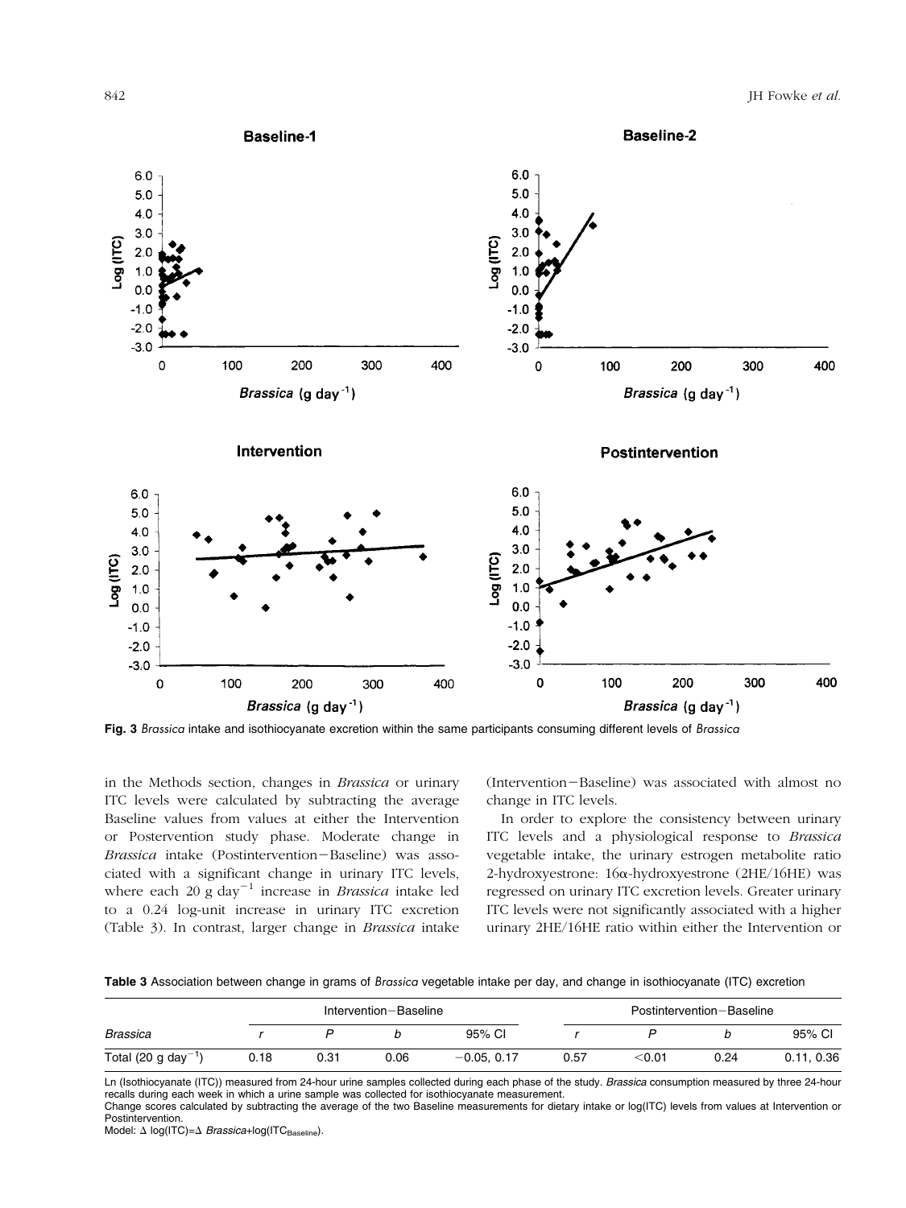**Fig. 3** *Brassica* intake and isothiocyanate excretion within the same participants consuming different levels of *Brassica*

in the Methods section, changes in *Brassica* or urinary ITC levels were calculated by subtracting the average Baseline values from values at either the Intervention or Postervention study phase. Moderate change in *Brassica* intake (Postintervention−Baseline) was associated with a significant change in urinary ITC levels, where each 20 g day$^{-1}$ increase in *Brassica* intake led to a 0.24 log-unit increase in urinary ITC excretion (Table 3). In contrast, larger change in *Brassica* intake (Intervention−Baseline) was associated with almost no change in ITC levels.

In order to explore the consistency between urinary ITC levels and a physiological response to *Brassica* vegetable intake, the urinary estrogen metabolite ratio 2-hydroxyestrone: 16α-hydroxyestrone (2HE/16HE) was regressed on urinary ITC excretion levels. Greater urinary ITC levels were not significantly associated with a higher urinary 2HE/16HE ratio within either the Intervention or

**Table 3** Association between change in grams of *Brassica* vegetable intake per day, and change in isothiocyanate (ITC) excretion

| | Intervention−Baseline | | | | Postintervention−Baseline | | | |
|---|---|---|---|---|---|---|---|---|
| *Brassica* | *r* | *P* | *b* | 95% CI | *r* | *P* | *b* | 95% CI |
| Total (20 g day$^{-1}$) | 0.18 | 0.31 | 0.06 | −0.05, 0.17 | 0.57 | <0.01 | 0.24 | 0.11, 0.36 |

Ln (Isothiocyanate (ITC)) measured from 24-hour urine samples collected during each phase of the study. *Brassica* consumption measured by three 24-hour recalls during each week in which a urine sample was collected for isothiocyanate measurement.

Change scores calculated by subtracting the average of the two Baseline measurements for dietary intake or log(ITC) levels from values at Intervention or Postintervention.

Model: $\Delta$ log(ITC)=$\Delta$ *Brassica*+log(ITC$_{\text{Baseline}}$).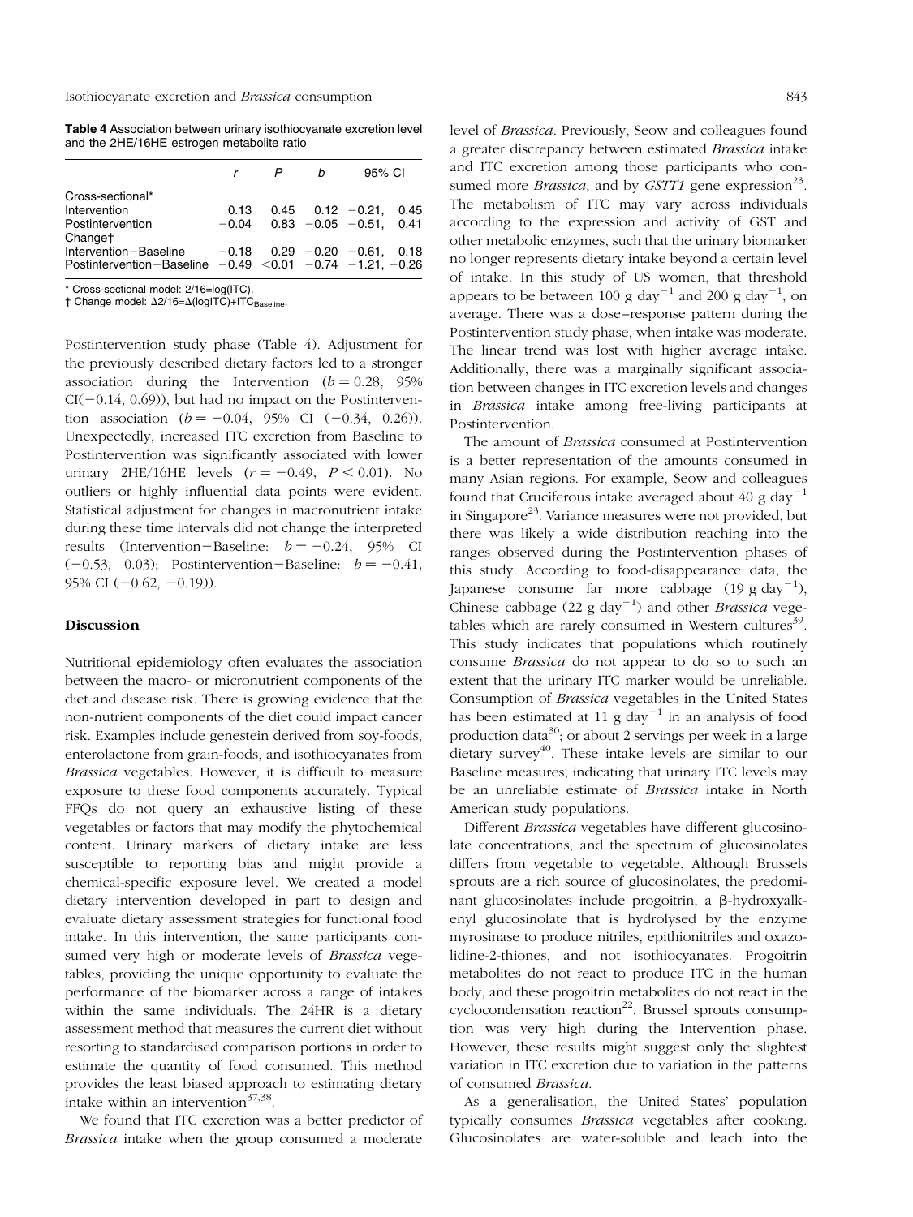**Table 4** Association between urinary isothiocyanate excretion level and the 2HE/16HE estrogen metabolite ratio

| | $r$ | $P$ | $b$ | 95% CI |
|---|---|---|---|---|
| Cross-sectional* | | | | |
| Intervention | 0.13 | 0.45 | 0.12 | −0.21, 0.45 |
| Postintervention | −0.04 | 0.83 | −0.05 | −0.51, 0.41 |
| Change† | | | | |
| Intervention−Baseline | −0.18 | 0.29 | −0.20 | −0.61, 0.18 |
| Postintervention−Baseline | −0.49 | <0.01 | −0.74 | −1.21, −0.26 |

* Cross-sectional model: 2/16=log(ITC).
† Change model: $\Delta$2/16=$\Delta$(logITC)+$ITC_{Baseline}$.

Postintervention study phase (Table 4). Adjustment for the previously described dietary factors led to a stronger association during the Intervention ($b = 0.28$, 95% CI(−0.14, 0.69)), but had no impact on the Postintervention association ($b = -0.04$, 95% CI (−0.34, 0.26)). Unexpectedly, increased ITC excretion from Baseline to Postintervention was significantly associated with lower urinary 2HE/16HE levels ($r = -0.49$, $P < 0.01$). No outliers or highly influential data points were evident. Statistical adjustment for changes in macronutrient intake during these time intervals did not change the interpreted results (Intervention−Baseline: $b = -0.24$, 95% CI (−0.53, 0.03); Postintervention−Baseline: $b = -0.41$, 95% CI (−0.62, −0.19)).

## Discussion

Nutritional epidemiology often evaluates the association between the macro- or micronutrient components of the diet and disease risk. There is growing evidence that the non-nutrient components of the diet could impact cancer risk. Examples include genestein derived from soy-foods, enterolactone from grain-foods, and isothiocyanates from *Brassica* vegetables. However, it is difficult to measure exposure to these food components accurately. Typical FFQs do not query an exhaustive listing of these vegetables or factors that may modify the phytochemical content. Urinary markers of dietary intake are less susceptible to reporting bias and might provide a chemical-specific exposure level. We created a model dietary intervention developed in part to design and evaluate dietary assessment strategies for functional food intake. In this intervention, the same participants consumed very high or moderate levels of *Brassica* vegetables, providing the unique opportunity to evaluate the performance of the biomarker across a range of intakes within the same individuals. The 24HR is a dietary assessment method that measures the current diet without resorting to standardised comparison portions in order to estimate the quantity of food consumed. This method provides the least biased approach to estimating dietary intake within an intervention[37,38].

We found that ITC excretion was a better predictor of *Brassica* intake when the group consumed a moderate level of *Brassica*. Previously, Seow and colleagues found a greater discrepancy between estimated *Brassica* intake and ITC excretion among those participants who consumed more *Brassica*, and by *GSTT1* gene expression[23]. The metabolism of ITC may vary across individuals according to the expression and activity of GST and other metabolic enzymes, such that the urinary biomarker no longer represents dietary intake beyond a certain level of intake. In this study of US women, that threshold appears to be between 100 g $day^{-1}$ and 200 g $day^{-1}$, on average. There was a dose–response pattern during the Postintervention study phase, when intake was moderate. The linear trend was lost with higher average intake. Additionally, there was a marginally significant association between changes in ITC excretion levels and changes in *Brassica* intake among free-living participants at Postintervention.

The amount of *Brassica* consumed at Postintervention is a better representation of the amounts consumed in many Asian regions. For example, Seow and colleagues found that Cruciferous intake averaged about 40 g $day^{-1}$ in Singapore[23]. Variance measures were not provided, but there was likely a wide distribution reaching into the ranges observed during the Postintervention phases of this study. According to food-disappearance data, the Japanese consume far more cabbage (19 g $day^{-1}$), Chinese cabbage (22 g $day^{-1}$) and other *Brassica* vegetables which are rarely consumed in Western cultures[39]. This study indicates that populations which routinely consume *Brassica* do not appear to do so to such an extent that the urinary ITC marker would be unreliable. Consumption of *Brassica* vegetables in the United States has been estimated at 11 g $day^{-1}$ in an analysis of food production data[30]; or about 2 servings per week in a large dietary survey[40]. These intake levels are similar to our Baseline measures, indicating that urinary ITC levels may be an unreliable estimate of *Brassica* intake in North American study populations.

Different *Brassica* vegetables have different glucosinolate concentrations, and the spectrum of glucosinolates differs from vegetable to vegetable. Although Brussels sprouts are a rich source of glucosinolates, the predominant glucosinolates include progoitrin, a β-hydroxyalkenyl glucosinolate that is hydrolysed by the enzyme myrosinase to produce nitriles, epithionitriles and oxazolidine-2-thiones, and not isothiocyanates. Progoitrin metabolites do not react to produce ITC in the human body, and these progoitrin metabolites do not react in the cyclocondensation reaction[22]. Brussel sprouts consumption was very high during the Intervention phase. However, these results might suggest only the slightest variation in ITC excretion due to variation in the patterns of consumed *Brassica*.

As a generalisation, the United States' population typically consumes *Brassica* vegetables after cooking. Glucosinolates are water-soluble and leach into the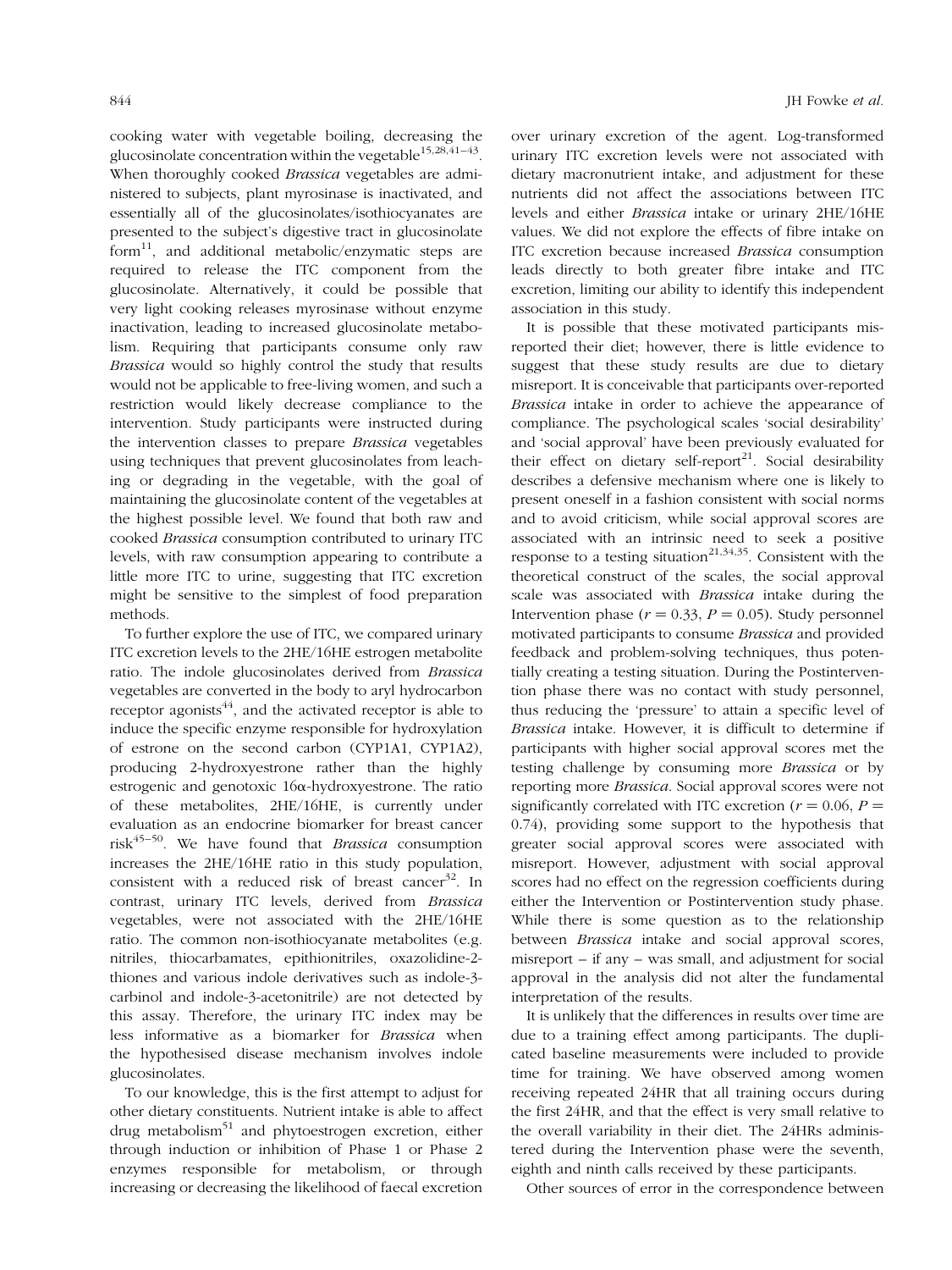cooking water with vegetable boiling, decreasing the glucosinolate concentration within the vegetable[15,28,41–43]. When thoroughly cooked *Brassica* vegetables are administered to subjects, plant myrosinase is inactivated, and essentially all of the glucosinolates/isothiocyanates are presented to the subject's digestive tract in glucosinolate form[11], and additional metabolic/enzymatic steps are required to release the ITC component from the glucosinolate. Alternatively, it could be possible that very light cooking releases myrosinase without enzyme inactivation, leading to increased glucosinolate metabolism. Requiring that participants consume only raw *Brassica* would so highly control the study that results would not be applicable to free-living women, and such a restriction would likely decrease compliance to the intervention. Study participants were instructed during the intervention classes to prepare *Brassica* vegetables using techniques that prevent glucosinolates from leaching or degrading in the vegetable, with the goal of maintaining the glucosinolate content of the vegetables at the highest possible level. We found that both raw and cooked *Brassica* consumption contributed to urinary ITC levels, with raw consumption appearing to contribute a little more ITC to urine, suggesting that ITC excretion might be sensitive to the simplest of food preparation methods.

To further explore the use of ITC, we compared urinary ITC excretion levels to the 2HE/16HE estrogen metabolite ratio. The indole glucosinolates derived from *Brassica* vegetables are converted in the body to aryl hydrocarbon receptor agonists[44], and the activated receptor is able to induce the specific enzyme responsible for hydroxylation of estrone on the second carbon (CYP1A1, CYP1A2), producing 2-hydroxyestrone rather than the highly estrogenic and genotoxic 16α-hydroxyestrone. The ratio of these metabolites, 2HE/16HE, is currently under evaluation as an endocrine biomarker for breast cancer risk[45–50]. We have found that *Brassica* consumption increases the 2HE/16HE ratio in this study population, consistent with a reduced risk of breast cancer[32]. In contrast, urinary ITC levels, derived from *Brassica* vegetables, were not associated with the 2HE/16HE ratio. The common non-isothiocyanate metabolites (e.g. nitriles, thiocarbamates, epithionitriles, oxazolidine-2-thiones and various indole derivatives such as indole-3-carbinol and indole-3-acetonitrile) are not detected by this assay. Therefore, the urinary ITC index may be less informative as a biomarker for *Brassica* when the hypothesised disease mechanism involves indole glucosinolates.

To our knowledge, this is the first attempt to adjust for other dietary constituents. Nutrient intake is able to affect drug metabolism[51] and phytoestrogen excretion, either through induction or inhibition of Phase 1 or Phase 2 enzymes responsible for metabolism, or through increasing or decreasing the likelihood of faecal excretion over urinary excretion of the agent. Log-transformed urinary ITC excretion levels were not associated with dietary macronutrient intake, and adjustment for these nutrients did not affect the associations between ITC levels and either *Brassica* intake or urinary 2HE/16HE values. We did not explore the effects of fibre intake on ITC excretion because increased *Brassica* consumption leads directly to both greater fibre intake and ITC excretion, limiting our ability to identify this independent association in this study.

It is possible that these motivated participants misreported their diet; however, there is little evidence to suggest that these study results are due to dietary misreport. It is conceivable that participants over-reported *Brassica* intake in order to achieve the appearance of compliance. The psychological scales 'social desirability' and 'social approval' have been previously evaluated for their effect on dietary self-report[21]. Social desirability describes a defensive mechanism where one is likely to present oneself in a fashion consistent with social norms and to avoid criticism, while social approval scores are associated with an intrinsic need to seek a positive response to a testing situation[21,34,35]. Consistent with the theoretical construct of the scales, the social approval scale was associated with *Brassica* intake during the Intervention phase ($r = 0.33$, $P = 0.05$). Study personnel motivated participants to consume *Brassica* and provided feedback and problem-solving techniques, thus potentially creating a testing situation. During the Postintervention phase there was no contact with study personnel, thus reducing the 'pressure' to attain a specific level of *Brassica* intake. However, it is difficult to determine if participants with higher social approval scores met the testing challenge by consuming more *Brassica* or by reporting more *Brassica*. Social approval scores were not significantly correlated with ITC excretion ($r = 0.06$, $P = 0.74$), providing some support to the hypothesis that greater social approval scores were associated with misreport. However, adjustment with social approval scores had no effect on the regression coefficients during either the Intervention or Postintervention study phase. While there is some question as to the relationship between *Brassica* intake and social approval scores, misreport – if any – was small, and adjustment for social approval in the analysis did not alter the fundamental interpretation of the results.

It is unlikely that the differences in results over time are due to a training effect among participants. The duplicated baseline measurements were included to provide time for training. We have observed among women receiving repeated 24HR that all training occurs during the first 24HR, and that the effect is very small relative to the overall variability in their diet. The 24HRs administered during the Intervention phase were the seventh, eighth and ninth calls received by these participants.

Other sources of error in the correspondence between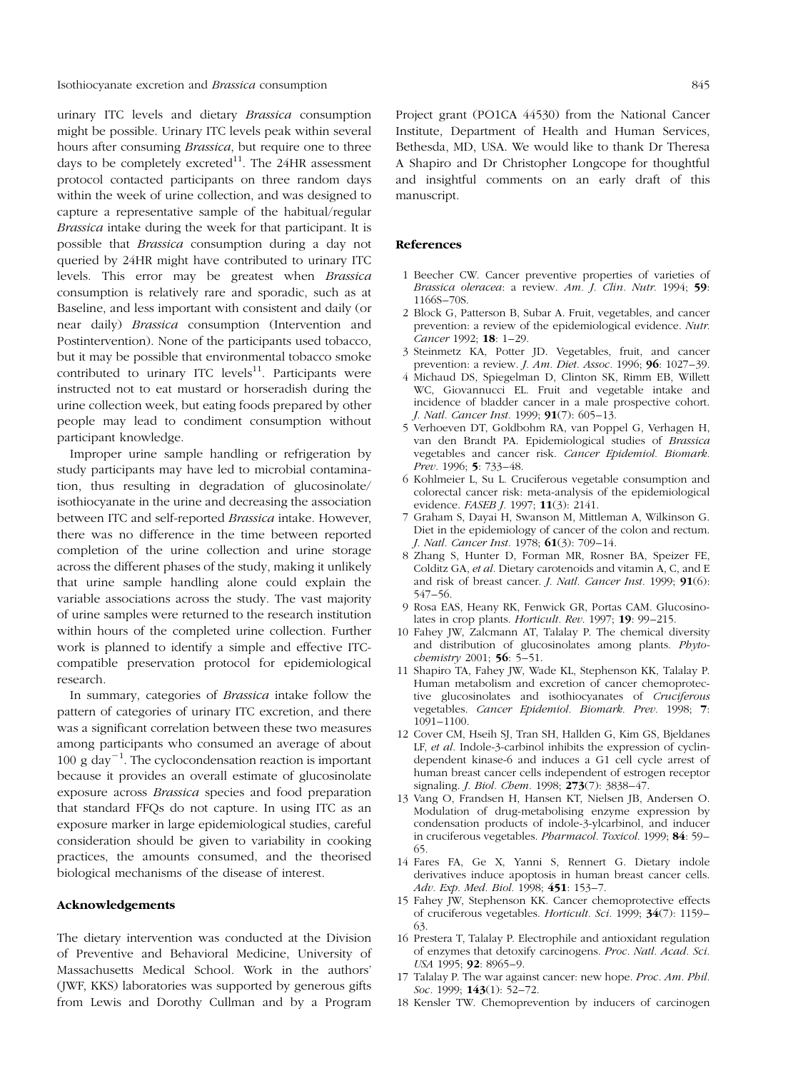urinary ITC levels and dietary *Brassica* consumption might be possible. Urinary ITC levels peak within several hours after consuming *Brassica*, but require one to three days to be completely excreted[11]. The 24HR assessment protocol contacted participants on three random days within the week of urine collection, and was designed to capture a representative sample of the habitual/regular *Brassica* intake during the week for that participant. It is possible that *Brassica* consumption during a day not queried by 24HR might have contributed to urinary ITC levels. This error may be greatest when *Brassica* consumption is relatively rare and sporadic, such as at Baseline, and less important with consistent and daily (or near daily) *Brassica* consumption (Intervention and Postintervention). None of the participants used tobacco, but it may be possible that environmental tobacco smoke contributed to urinary ITC levels[11]. Participants were instructed not to eat mustard or horseradish during the urine collection week, but eating foods prepared by other people may lead to condiment consumption without participant knowledge.

Improper urine sample handling or refrigeration by study participants may have led to microbial contamination, thus resulting in degradation of glucosinolate/isothiocyanate in the urine and decreasing the association between ITC and self-reported *Brassica* intake. However, there was no difference in the time between reported completion of the urine collection and urine storage across the different phases of the study, making it unlikely that urine sample handling alone could explain the variable associations across the study. The vast majority of urine samples were returned to the research institution within hours of the completed urine collection. Further work is planned to identify a simple and effective ITC-compatible preservation protocol for epidemiological research.

In summary, categories of *Brassica* intake follow the pattern of categories of urinary ITC excretion, and there was a significant correlation between these two measures among participants who consumed an average of about 100 g $day^{-1}$. The cyclocondensation reaction is important because it provides an overall estimate of glucosinolate exposure across *Brassica* species and food preparation that standard FFQs do not capture. In using ITC as an exposure marker in large epidemiological studies, careful consideration should be given to variability in cooking practices, the amounts consumed, and the theorised biological mechanisms of the disease of interest.

## Acknowledgements

The dietary intervention was conducted at the Division of Preventive and Behavioral Medicine, University of Massachusetts Medical School. Work in the authors' (JWF, KKS) laboratories was supported by generous gifts from Lewis and Dorothy Cullman and by a Program Project grant (PO1CA 44530) from the National Cancer Institute, Department of Health and Human Services, Bethesda, MD, USA. We would like to thank Dr Theresa A Shapiro and Dr Christopher Longcope for thoughtful and insightful comments on an early draft of this manuscript.

## References

1 Beecher CW. Cancer preventive properties of varieties of *Brassica oleracea*: a review. *Am. J. Clin. Nutr.* 1994; **59**: 1166S–70S.

2 Block G, Patterson B, Subar A. Fruit, vegetables, and cancer prevention: a review of the epidemiological evidence. *Nutr. Cancer* 1992; **18**: 1–29.

3 Steinmetz KA, Potter JD. Vegetables, fruit, and cancer prevention: a review. *J. Am. Diet. Assoc.* 1996; **96**: 1027–39.

4 Michaud DS, Spiegelman D, Clinton SK, Rimm EB, Willett WC, Giovannucci EL. Fruit and vegetable intake and incidence of bladder cancer in a male prospective cohort. *J. Natl. Cancer Inst.* 1999; **91**(7): 605–13.

5 Verhoeven DT, Goldbohm RA, van Poppel G, Verhagen H, van den Brandt PA. Epidemiological studies of *Brassica* vegetables and cancer risk. *Cancer Epidemiol. Biomark. Prev.* 1996; **5**: 733–48.

6 Kohlmeier L, Su L. Cruciferous vegetable consumption and colorectal cancer risk: meta-analysis of the epidemiological evidence. *FASEB J.* 1997; **11**(3): 2141.

7 Graham S, Dayai H, Swanson M, Mittleman A, Wilkinson G. Diet in the epidemiology of cancer of the colon and rectum. *J. Natl. Cancer Inst.* 1978; **61**(3): 709–14.

8 Zhang S, Hunter D, Forman MR, Rosner BA, Speizer FE, Colditz GA, *et al.* Dietary carotenoids and vitamin A, C, and E and risk of breast cancer. *J. Natl. Cancer Inst.* 1999; **91**(6): 547–56.

9 Rosa EAS, Heany RK, Fenwick GR, Portas CAM. Glucosinolates in crop plants. *Horticult. Rev.* 1997; **19**: 99–215.

10 Fahey JW, Zalcmann AT, Talalay P. The chemical diversity and distribution of glucosinolates among plants. *Phytochemistry* 2001; **56**: 5–51.

11 Shapiro TA, Fahey JW, Wade KL, Stephenson KK, Talalay P. Human metabolism and excretion of cancer chemoprotective glucosinolates and isothiocyanates of *Cruciferous* vegetables. *Cancer Epidemiol. Biomark. Prev.* 1998; **7**: 1091–1100.

12 Cover CM, Hseih SJ, Tran SH, Hallden G, Kim GS, Bjeldanes LF, *et al.* Indole-3-carbinol inhibits the expression of cyclin-dependent kinase-6 and induces a G1 cell cycle arrest of human breast cancer cells independent of estrogen receptor signaling. *J. Biol. Chem.* 1998; **273**(7): 3838–47.

13 Vang O, Frandsen H, Hansen KT, Nielsen JB, Andersen O. Modulation of drug-metabolising enzyme expression by condensation products of indole-3-ylcarbinol, and inducer in cruciferous vegetables. *Pharmacol. Toxicol.* 1999; **84**: 59–65.

14 Fares FA, Ge X, Yanni S, Rennert G. Dietary indole derivatives induce apoptosis in human breast cancer cells. *Adv. Exp. Med. Biol.* 1998; **451**: 153–7.

15 Fahey JW, Stephenson KK. Cancer chemoprotective effects of cruciferous vegetables. *Horticult. Sci.* 1999; **34**(7): 1159–63.

16 Prestera T, Talalay P. Electrophile and antioxidant regulation of enzymes that detoxify carcinogens. *Proc. Natl. Acad. Sci. USA* 1995; **92**: 8965–9.

17 Talalay P. The war against cancer: new hope. *Proc. Am. Phil. Soc.* 1999; **143**(1): 52–72.

18 Kensler TW. Chemoprevention by inducers of carcinogen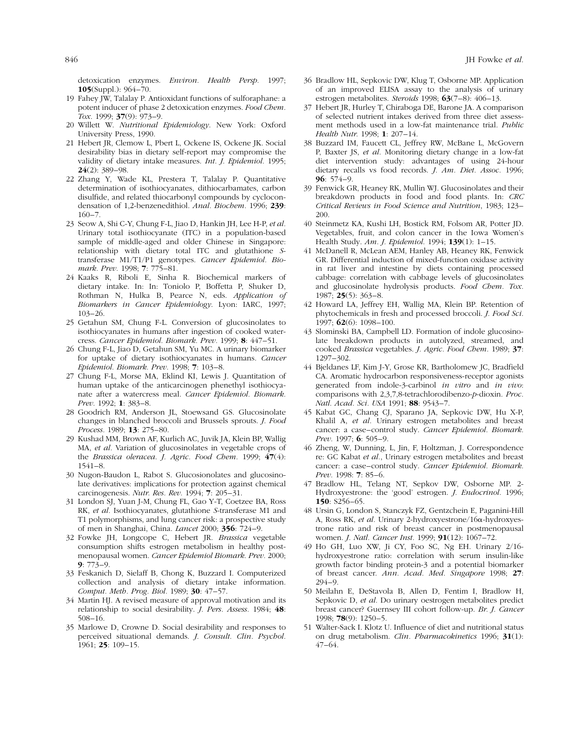detoxication enzymes. *Environ. Health Persp.* 1997; **105**(Suppl.): 964–70.

19 Fahey JW, Talalay P. Antioxidant functions of sulforaphane: a potent inducer of phase 2 detoxication enzymes. *Food Chem. Tox.* 1999; **37**(9): 973–9.

20 Willett W. *Nutritional Epidemiology*. New York: Oxford University Press, 1990.

21 Hebert JR, Clemow L, Pbert L, Ockene IS, Ockene JK. Social desirability bias in dietary self-report may compromise the validity of dietary intake measures. *Int. J. Epidemiol.* 1995; **24**(2): 389–98.

22 Zhang Y, Wade KL, Prestera T, Talalay P. Quantitative determination of isothiocyanates, dithiocarbamates, carbon disulfide, and related thiocarbonyl compounds by cyclocondensation of 1,2-benzenedithiol. *Anal. Biochem.* 1996; **239**: 160–7.

23 Seow A, Shi C-Y, Chung F-L, Jiao D, Hankin JH, Lee H-P, *et al.* Urinary total isothiocyanate (ITC) in a population-based sample of middle-aged and older Chinese in Singapore: relationship with dietary total ITC and glutathione *S*-transferase M1/T1/P1 genotypes. *Cancer Epidemiol. Biomark. Prev.* 1998; **7**: 775–81.

24 Kaaks R, Riboli E, Sinha R. Biochemical markers of dietary intake. In: In: Toniolo P, Boffetta P, Shuker D, Rothman N, Hulka B, Pearce N, eds. *Application of Biomarkers in Cancer Epidemiology*. Lyon: IARC, 1997; 103–26.

25 Getahun SM, Chung F-L. Conversion of glucosinolates to isothiocyanates in humans after ingestion of cooked watercress. *Cancer Epidemiol. Biomark. Prev.* 1999; **8**: 447–51.

26 Chung F-L, Jiao D, Getahun SM, Yu MC. A urinary biomarker for uptake of dietary isothiocyanates in humans. *Cancer Epidemiol. Biomark. Prev.* 1998; **7**: 103–8.

27 Chung F-L, Morse MA, Eklind KI, Lewis J. Quantitation of human uptake of the anticarcinogen phenethyl isothiocyanate after a watercress meal. *Cancer Epidemiol. Biomark. Prev.* 1992; **1**: 383–8.

28 Goodrich RM, Anderson JL, Stoewsand GS. Glucosinolate changes in blanched broccoli and Brussels sprouts. *J. Food Process.* 1989; **13**: 275–80.

29 Kushad MM, Brown AF, Kurlich AC, Juvik JA, Klein BP, Wallig MA, *et al.* Variation of glucosinolates in vegetable crops of the *Brassica oleracea*. *J. Agric. Food Chem.* 1999; **47**(4): 1541–8.

30 Nugon-Baudon L, Rabot S. Glucosionolates and glucosinolate derivatives: implications for protection against chemical carcinogenesis. *Nutr. Res. Rev.* 1994; **7**: 205–31.

31 London SJ, Yuan J-M, Chung FL, Gao Y-T, Coetzee BA, Ross RK, *et al.* Isothiocyanates, glutathione *S*-transferase M1 and T1 polymorphisms, and lung cancer risk: a prospective study of men in Shanghai, China. *Lancet* 2000; **356**: 724–9.

32 Fowke JH, Longcope C, Hebert JR. *Brassica* vegetable consumption shifts estrogen metabolism in healthy postmenopausal women. *Cancer Epidemiol Biomark. Prev.* 2000; **9**: 773–9.

33 Feskanich D, Sielaff B, Chong K, Buzzard I. Computerized collection and analysis of dietary intake information. *Comput. Meth. Prog. Biol.* 1989; **30**: 47–57.

34 Martin HJ. A revised measure of approval motivation and its relationship to social desirability. *J. Pers. Assess.* 1984; **48**: 508–16.

35 Marlowe D, Crowne D. Social desirability and responses to perceived situational demands. *J. Consult. Clin. Psychol.* 1961; **25**: 109–15.

36 Bradlow HL, Sepkovic DW, Klug T, Osborne MP. Application of an improved ELISA assay to the analysis of urinary estrogen metabolites. *Steroids* 1998; **63**(7–8): 406–13.

37 Hebert JR, Hurley T, Chiraboga DE, Barone JA. A comparison of selected nutrient intakes derived from three diet assessment methods used in a low-fat maintenance trial. *Public Health Nutr.* 1998; **1**: 207–14.

38 Buzzard IM, Faucett CL, Jeffrey RW, McBane L, McGovern P, Baxter JS, *et al.* Monitoring dietary change in a low-fat diet intervention study: advantages of using 24-hour dietary recalls vs food records. *J. Am. Diet. Assoc.* 1996; **96**: 574–9.

39 Fenwick GR, Heaney RK, Mullin WJ. Glucosinolates and their breakdown products in food and food plants. In: *CRC Critical Reviews in Food Science and Nutrition*, 1983; 123–200.

40 Steinmetz KA, Kushi LH, Bostick RM, Folsom AR, Potter JD. Vegetables, fruit, and colon cancer in the Iowa Women's Health Study. *Am. J. Epidemiol.* 1994; **139**(1): 1–15.

41 McDanell R, McLean AEM, Hanley AB, Heaney RK, Fenwick GR. Differential induction of mixed-function oxidase activity in rat liver and intestine by diets containing processed cabbage: correlation with cabbage levels of glucosinolates and glucosinolate hydrolysis products. *Food Chem. Tox.* 1987; **25**(5): 363–8.

42 Howard LA, Jeffrey EH, Wallig MA, Klein BP. Retention of phytochemicals in fresh and processed broccoli. *J. Food Sci.* 1997; **62**(6): 1098–100.

43 Slominski BA, Campbell LD. Formation of indole glucosinolate breakdown products in autolyzed, steamed, and cooked *Brassica* vegetables. *J. Agric. Food Chem.* 1989; **37**: 1297–302.

44 Bjeldanes LF, Kim J-Y, Grose KR, Bartholomew JC, Bradfield CA. Aromatic hydrocarbon responsiveness-receptor agonists generated from indole-3-carbinol *in vitro* and *in vivo*: comparisons with 2,3,7,8-tetrachlorodibenzo-*p*-dioxin. *Proc. Natl. Acad. Sci. USA* 1991; **88**: 9543–7.

45 Kabat GC, Chang CJ, Sparano JA, Sepkovic DW, Hu X-P, Khalil A, *et al.* Urinary estrogen metabolites and breast cancer: a case–control study. *Cancer Epidemiol. Biomark. Prev.* 1997; **6**: 505–9.

46 Zheng, W, Dunning, L, Jin, F, Holtzman, J. Correspondence re: GC Kabat *et al.*, Urinary estrogen metabolites and breast cancer: a case–control study. *Cancer Epidemiol. Biomark. Prev.* 1998: **7**: 85–6.

47 Bradlow HL, Telang NT, Sepkov DW, Osborne MP. 2-Hydroxyestrone: the 'good' estrogen. *J. Endocrinol.* 1996; **150**: S256–65.

48 Ursin G, London S, Stanczyk FZ, Gentzchein E, Paganini-Hill A, Ross RK, *et al.* Urinary 2-hydroxyestrone/16α-hydroxyestrone ratio and risk of breast cancer in postmenopausal women. *J. Natl. Cancer Inst.* 1999; **91**(12): 1067–72.

49 Ho GH, Luo XW, Ji CY, Foo SC, Ng EH. Urinary 2/16-hydroxyestrone ratio: correlation with serum insulin-like growth factor binding protein-3 and a potential biomarker of breast cancer. *Ann. Acad. Med. Singapore* 1998; **27**: 294–9.

50 Meilahn E, DeStavola B, Allen D, Fentim I, Bradlow H, Sepkovic D, *et al.* Do urinary oestrogen metabolites predict breast cancer? Guernsey III cohort follow-up. *Br. J. Cancer* 1998; **78**(9): 1250–5.

51 Walter-Sack I. Klotz U. Influence of diet and nutritional status on drug metabolism. *Clin. Pharmacokinetics* 1996; **31**(1): 47–64.